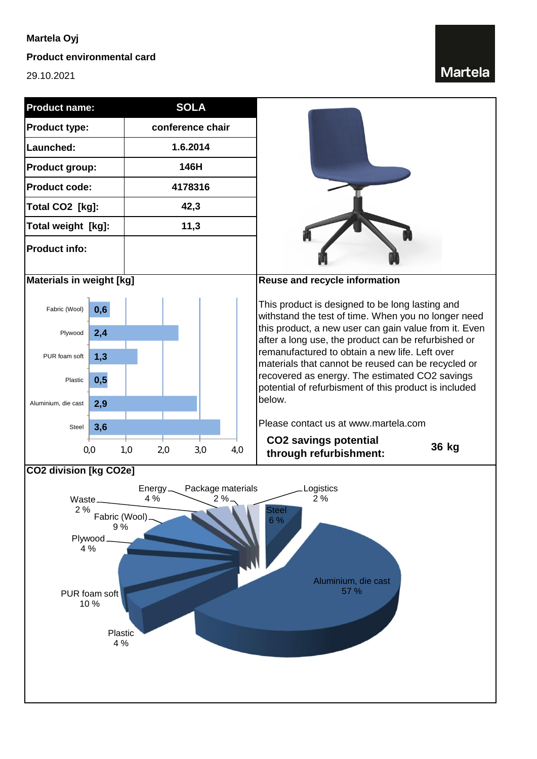**Martela Oyj**

**Product environmental card**

29.10.2021

| Product name: | SOLA |
|---|---|
| Product type: | conference chair |
| Launched: | 1.6.2014 |
| Product group: | 146H |
| Product code: | 4178316 |
| Total $CO_2$ [kg]: | 42,3 |
| Total weight [kg]: | 11,3 |
| Product info: | |

## Materials in weight [kg]

| Material | Weight [kg] |
|---|---|
| Fabric (Wool) | 0,6 |
| Plywood | 2,4 |
| PUR foam soft | 1,3 |
| Plastic | 0,5 |
| Aluminium, die cast | 2,9 |
| Steel | 3,6 |

## Reuse and recycle information

This product is designed to be long lasting and withstand the test of time. When you no longer need this product, a new user can gain value from it. Even after a long use, the product can be refurbished or remanufactured to obtain a new life. Left over materials that cannot be reused can be recycled or recovered as energy. The estimated $CO_2$ savings potential of refurbisment of this product is included below.

Please contact us at www.martela.com

**$CO_2$ savings potential through refurbishment:** **36 kg**

## $CO_2$ division [kg $CO_2$e]

| Component | Share |
|---|---|
| Aluminium, die cast | 57 % |
| PUR foam soft | 10 % |
| Fabric (Wool) | 9 % |
| Steel | 6 % |
| Energy | 4 % |
| Plywood | 4 % |
| Plastic | 4 % |
| Waste | 2 % |
| Package materials | 2 % |
| Logistics | 2 % |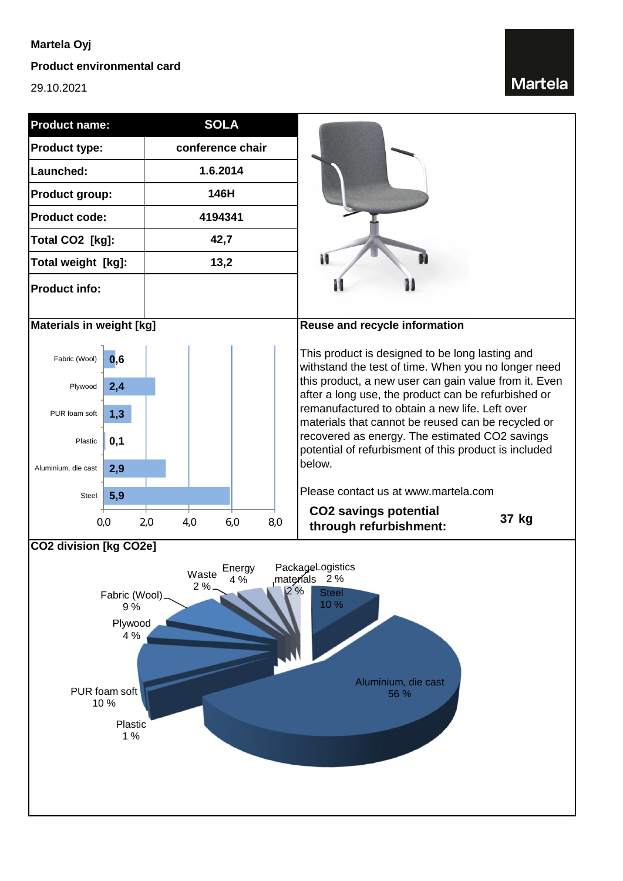**Martela Oyj**

**Product environmental card**

29.10.2021

Martela

| | |
|---|---|
| **Product name:** | **SOLA** |
| **Product type:** | conference chair |
| **Launched:** | 1.6.2014 |
| **Product group:** | 146H |
| **Product code:** | 4194341 |
| **Total CO2 [kg]:** | 42,7 |
| **Total weight [kg]:** | 13,2 |
| **Product info:** | |

**Materials in weight [kg]**

Fabric (Wool) 0,6
Plywood 2,4
PUR foam soft 1,3
Plastic 0,1
Aluminium, die cast 2,9
Steel 5,9

0,0 2,0 4,0 6,0 8,0

**Reuse and recycle information**

This product is designed to be long lasting and withstand the test of time. When you no longer need this product, a new user can gain value from it. Even after a long use, the product can be refurbished or remanufactured to obtain a new life. Left over materials that cannot be reused can be recycled or recovered as energy. The estimated CO2 savings potential of refurbisment of this product is included below.

Please contact us at www.martela.com

**CO2 savings potential through refurbishment:** **37 kg**

**CO2 division [kg CO2e]**

Waste 2 %
Energy 4 %
Package materials 2 %
Logistics 2 %
Steel 10 %
Fabric (Wool) 9 %
Plywood 4 %
PUR foam soft 10 %
Plastic 1 %
Aluminium, die cast 56 %